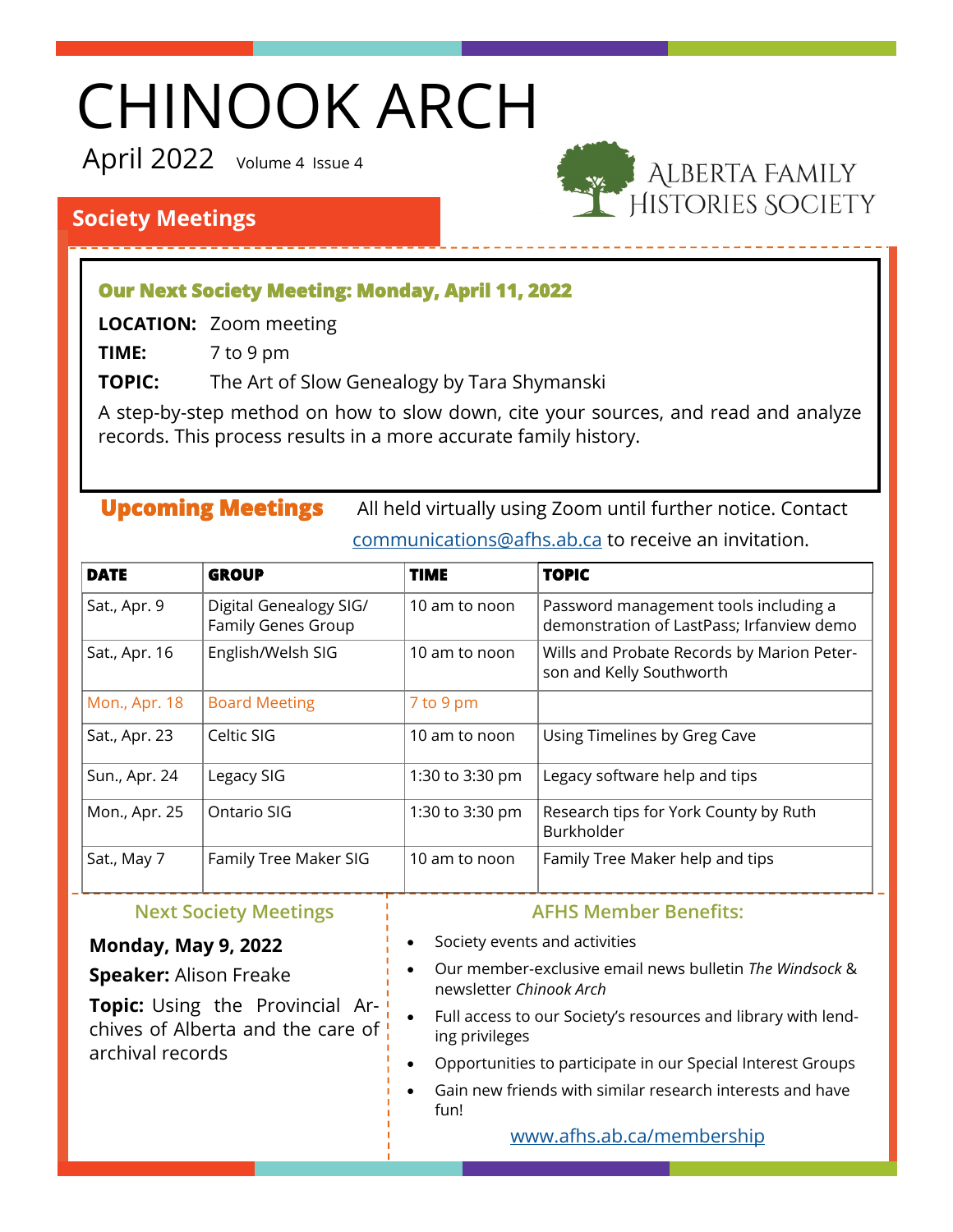# CHINOOK ARCH

April 2022 Volume 4 Issue 4

ALBERTA FAMILY HISTORIES SOCIETY

## Society Meetings

### Our Next Society Meeting: Monday, April 11, 2022

**LOCATION:** Zoom meeting

**TIME:** 7 to 9 pm

**TOPIC:** The Art of Slow Genealogy by Tara Shymanski

A step-by-step method on how to slow down, cite your sources, and read and analyze records. This process results in a more accurate family history.

### Upcoming Meetings

All held virtually using Zoom until further notice. Contact communications@afhs.ab.ca to receive an invitation.

| DATE | GROUP | TIME | TOPIC |
|---|---|---|---|
| Sat., Apr. 9 | Digital Genealogy SIG/ Family Genes Group | 10 am to noon | Password management tools including a demonstration of LastPass; Irfanview demo |
| Sat., Apr. 16 | English/Welsh SIG | 10 am to noon | Wills and Probate Records by Marion Peterson and Kelly Southworth |
| Mon., Apr. 18 | Board Meeting | 7 to 9 pm | |
| Sat., Apr. 23 | Celtic SIG | 10 am to noon | Using Timelines by Greg Cave |
| Sun., Apr. 24 | Legacy SIG | 1:30 to 3:30 pm | Legacy software help and tips |
| Mon., Apr. 25 | Ontario SIG | 1:30 to 3:30 pm | Research tips for York County by Ruth Burkholder |
| Sat., May 7 | Family Tree Maker SIG | 10 am to noon | Family Tree Maker help and tips |

### Next Society Meetings

**Monday, May 9, 2022**

**Speaker:** Alison Freake

**Topic:** Using the Provincial Archives of Alberta and the care of archival records

### AFHS Member Benefits:

- Society events and activities
- Our member-exclusive email news bulletin *The Windsock* & newsletter *Chinook Arch*
- Full access to our Society's resources and library with lending privileges
- Opportunities to participate in our Special Interest Groups
- Gain new friends with similar research interests and have fun!

www.afhs.ab.ca/membership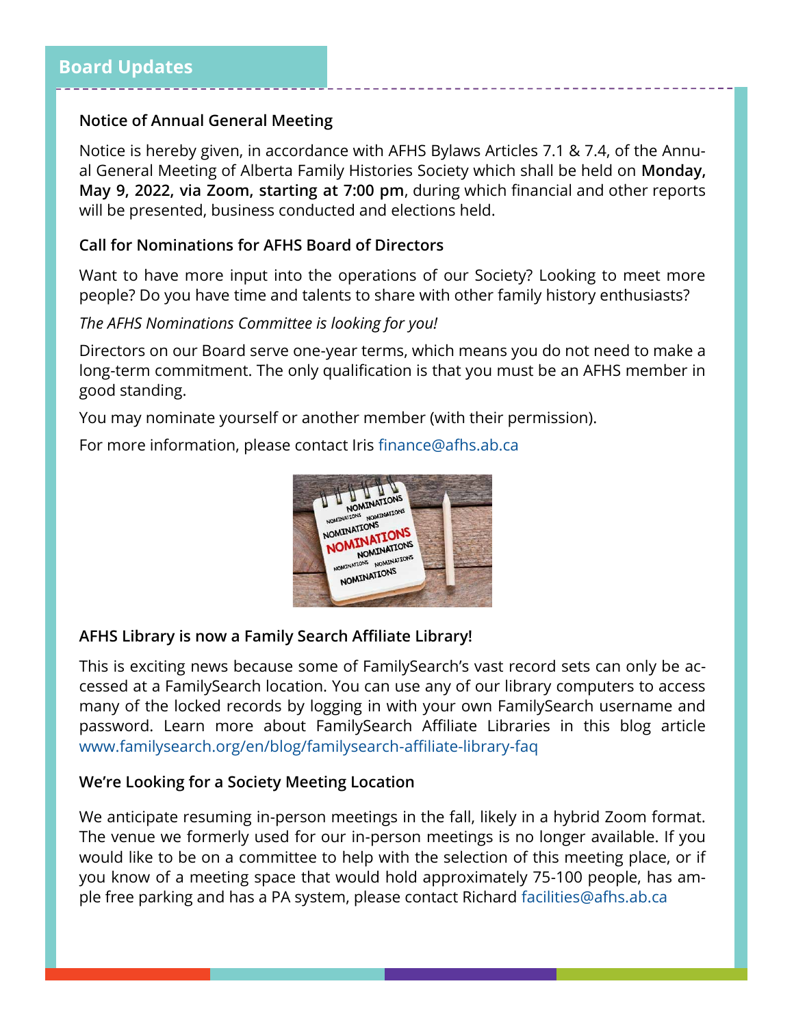## Board Updates

### Notice of Annual General Meeting

Notice is hereby given, in accordance with AFHS Bylaws Articles 7.1 & 7.4, of the Annual General Meeting of Alberta Family Histories Society which shall be held on **Monday, May 9, 2022, via Zoom, starting at 7:00 pm**, during which financial and other reports will be presented, business conducted and elections held.

### Call for Nominations for AFHS Board of Directors

Want to have more input into the operations of our Society? Looking to meet more people? Do you have time and talents to share with other family history enthusiasts?

*The AFHS Nominations Committee is looking for you!*

Directors on our Board serve one-year terms, which means you do not need to make a long-term commitment. The only qualification is that you must be an AFHS member in good standing.

You may nominate yourself or another member (with their permission).

For more information, please contact Iris finance@afhs.ab.ca

### AFHS Library is now a Family Search Affiliate Library!

This is exciting news because some of FamilySearch's vast record sets can only be accessed at a FamilySearch location. You can use any of our library computers to access many of the locked records by logging in with your own FamilySearch username and password. Learn more about FamilySearch Affiliate Libraries in this blog article www.familysearch.org/en/blog/familysearch-affiliate-library-faq

### We're Looking for a Society Meeting Location

We anticipate resuming in-person meetings in the fall, likely in a hybrid Zoom format. The venue we formerly used for our in-person meetings is no longer available. If you would like to be on a committee to help with the selection of this meeting place, or if you know of a meeting space that would hold approximately 75-100 people, has ample free parking and has a PA system, please contact Richard facilities@afhs.ab.ca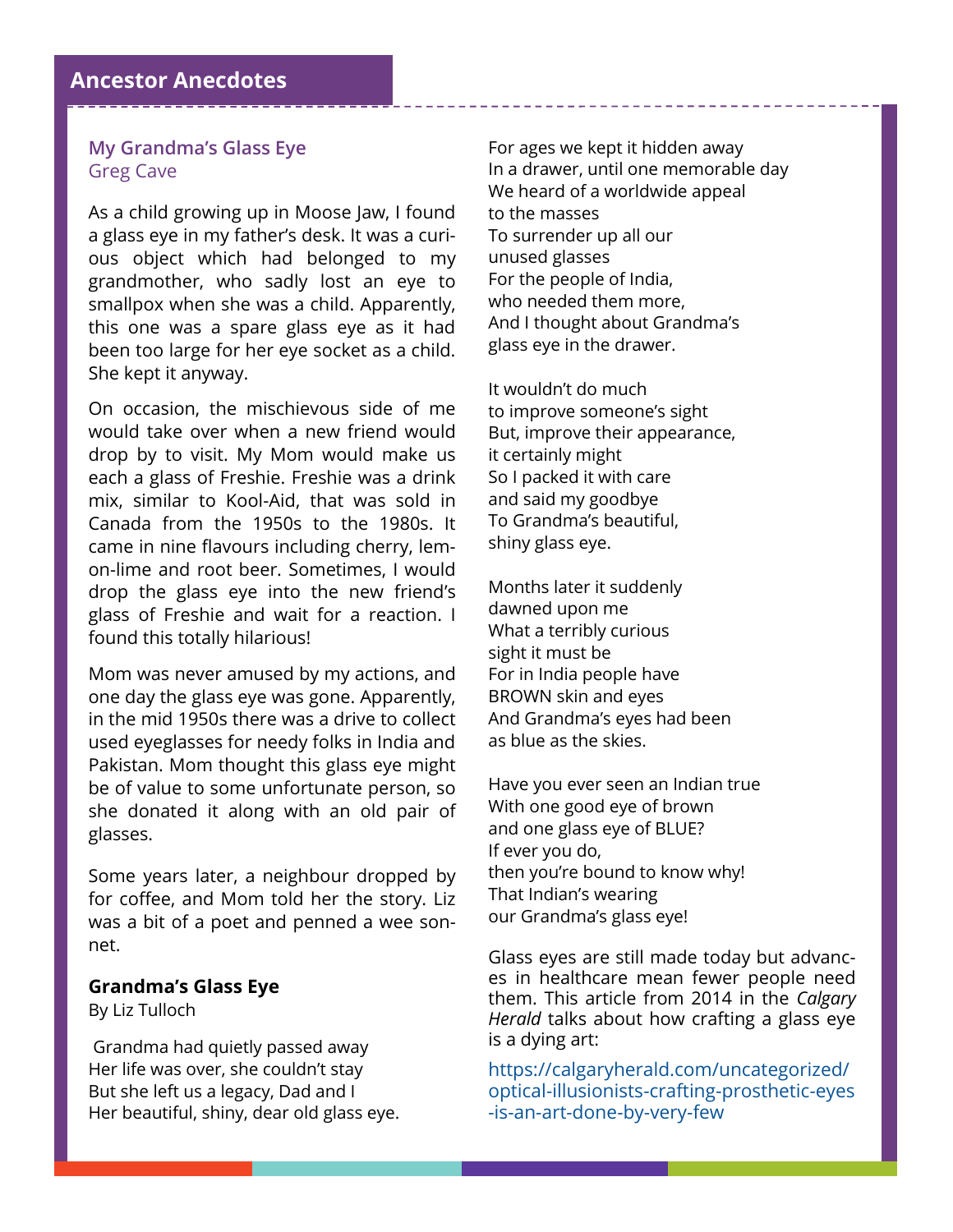## Ancestor Anecdotes

### My Grandma's Glass Eye

Greg Cave

As a child growing up in Moose Jaw, I found a glass eye in my father's desk. It was a curious object which had belonged to my grandmother, who sadly lost an eye to smallpox when she was a child. Apparently, this one was a spare glass eye as it had been too large for her eye socket as a child. She kept it anyway.

On occasion, the mischievous side of me would take over when a new friend would drop by to visit. My Mom would make us each a glass of Freshie. Freshie was a drink mix, similar to Kool-Aid, that was sold in Canada from the 1950s to the 1980s. It came in nine flavours including cherry, lemon-lime and root beer. Sometimes, I would drop the glass eye into the new friend's glass of Freshie and wait for a reaction. I found this totally hilarious!

Mom was never amused by my actions, and one day the glass eye was gone. Apparently, in the mid 1950s there was a drive to collect used eyeglasses for needy folks in India and Pakistan. Mom thought this glass eye might be of value to some unfortunate person, so she donated it along with an old pair of glasses.

Some years later, a neighbour dropped by for coffee, and Mom told her the story. Liz was a bit of a poet and penned a wee sonnet.

**Grandma's Glass Eye**

By Liz Tulloch

Grandma had quietly passed away
Her life was over, she couldn't stay
But she left us a legacy, Dad and I
Her beautiful, shiny, dear old glass eye.

For ages we kept it hidden away
In a drawer, until one memorable day
We heard of a worldwide appeal
to the masses
To surrender up all our
unused glasses
For the people of India,
who needed them more,
And I thought about Grandma's
glass eye in the drawer.

It wouldn't do much
to improve someone's sight
But, improve their appearance,
it certainly might
So I packed it with care
and said my goodbye
To Grandma's beautiful,
shiny glass eye.

Months later it suddenly
dawned upon me
What a terribly curious
sight it must be
For in India people have
BROWN skin and eyes
And Grandma's eyes had been
as blue as the skies.

Have you ever seen an Indian true
With one good eye of brown
and one glass eye of BLUE?
If ever you do,
then you're bound to know why!
That Indian's wearing
our Grandma's glass eye!

Glass eyes are still made today but advances in healthcare mean fewer people need them. This article from 2014 in the *Calgary Herald* talks about how crafting a glass eye is a dying art:

https://calgaryherald.com/uncategorized/optical-illusionists-crafting-prosthetic-eyes-is-an-art-done-by-very-few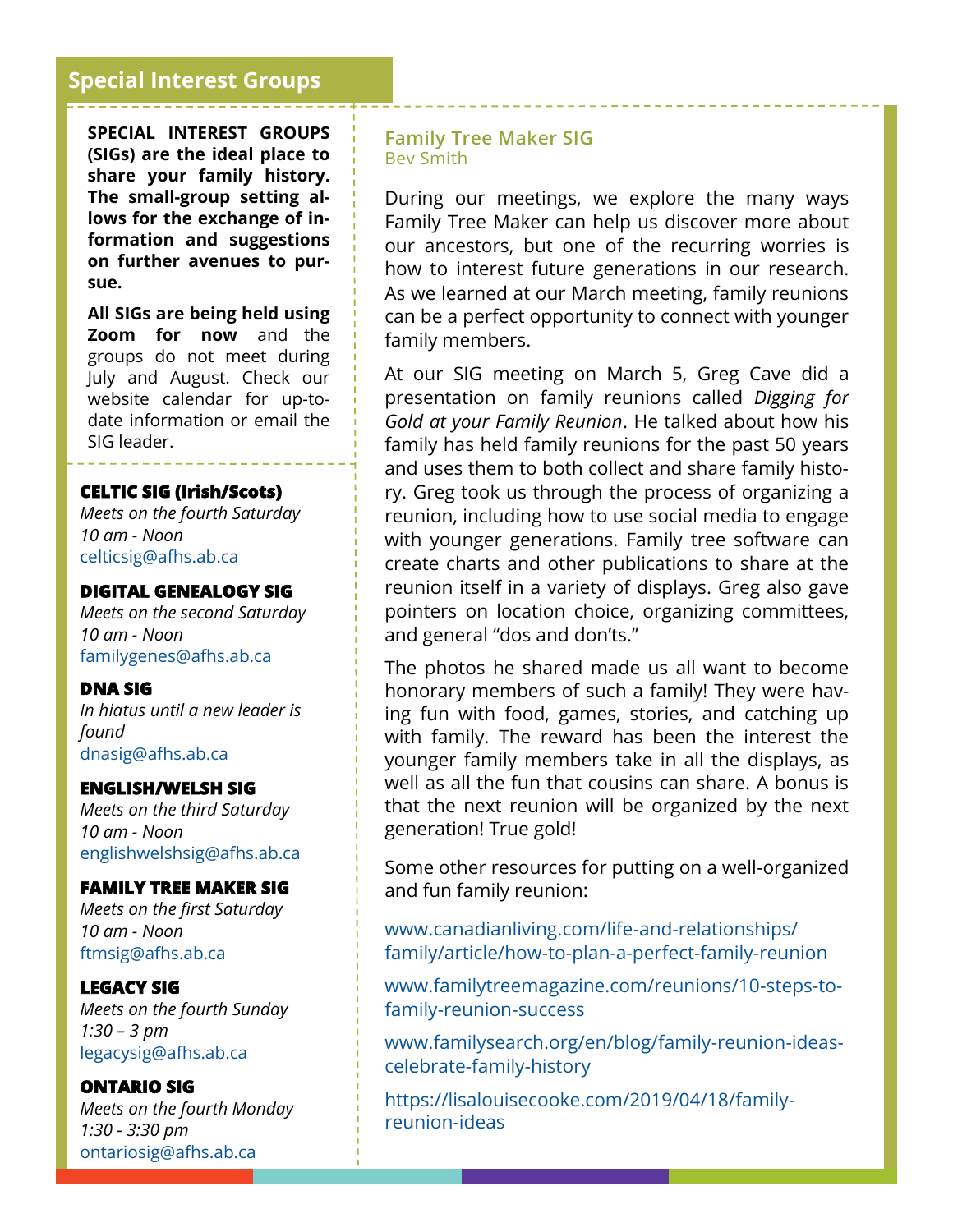## Special Interest Groups

**SPECIAL INTEREST GROUPS (SIGs) are the ideal place to share your family history. The small-group setting allows for the exchange of information and suggestions on further avenues to pursue.**

**All SIGs are being held using Zoom for now** and the groups do not meet during July and August. Check our website calendar for up-to-date information or email the SIG leader.

**CELTIC SIG (Irish/Scots)**
*Meets on the fourth Saturday*
*10 am - Noon*
celticsig@afhs.ab.ca

**DIGITAL GENEALOGY SIG**
*Meets on the second Saturday*
*10 am - Noon*
familygenes@afhs.ab.ca

**DNA SIG**
*In hiatus until a new leader is found*
dnasig@afhs.ab.ca

**ENGLISH/WELSH SIG**
*Meets on the third Saturday*
*10 am - Noon*
englishwelshsig@afhs.ab.ca

**FAMILY TREE MAKER SIG**
*Meets on the first Saturday*
*10 am - Noon*
ftmsig@afhs.ab.ca

**LEGACY SIG**
*Meets on the fourth Sunday*
*1:30 – 3 pm*
legacysig@afhs.ab.ca

**ONTARIO SIG**
*Meets on the fourth Monday*
*1:30 - 3:30 pm*
ontariosig@afhs.ab.ca

### Family Tree Maker SIG
Bev Smith

During our meetings, we explore the many ways Family Tree Maker can help us discover more about our ancestors, but one of the recurring worries is how to interest future generations in our research. As we learned at our March meeting, family reunions can be a perfect opportunity to connect with younger family members.

At our SIG meeting on March 5, Greg Cave did a presentation on family reunions called *Digging for Gold at your Family Reunion*. He talked about how his family has held family reunions for the past 50 years and uses them to both collect and share family history. Greg took us through the process of organizing a reunion, including how to use social media to engage with younger generations. Family tree software can create charts and other publications to share at the reunion itself in a variety of displays. Greg also gave pointers on location choice, organizing committees, and general "dos and don'ts."

The photos he shared made us all want to become honorary members of such a family! They were having fun with food, games, stories, and catching up with family. The reward has been the interest the younger family members take in all the displays, as well as all the fun that cousins can share. A bonus is that the next reunion will be organized by the next generation! True gold!

Some other resources for putting on a well-organized and fun family reunion:

www.canadianliving.com/life-and-relationships/family/article/how-to-plan-a-perfect-family-reunion

www.familytreemagazine.com/reunions/10-steps-to-family-reunion-success

www.familysearch.org/en/blog/family-reunion-ideas-celebrate-family-history

https://lisalouisecooke.com/2019/04/18/family-reunion-ideas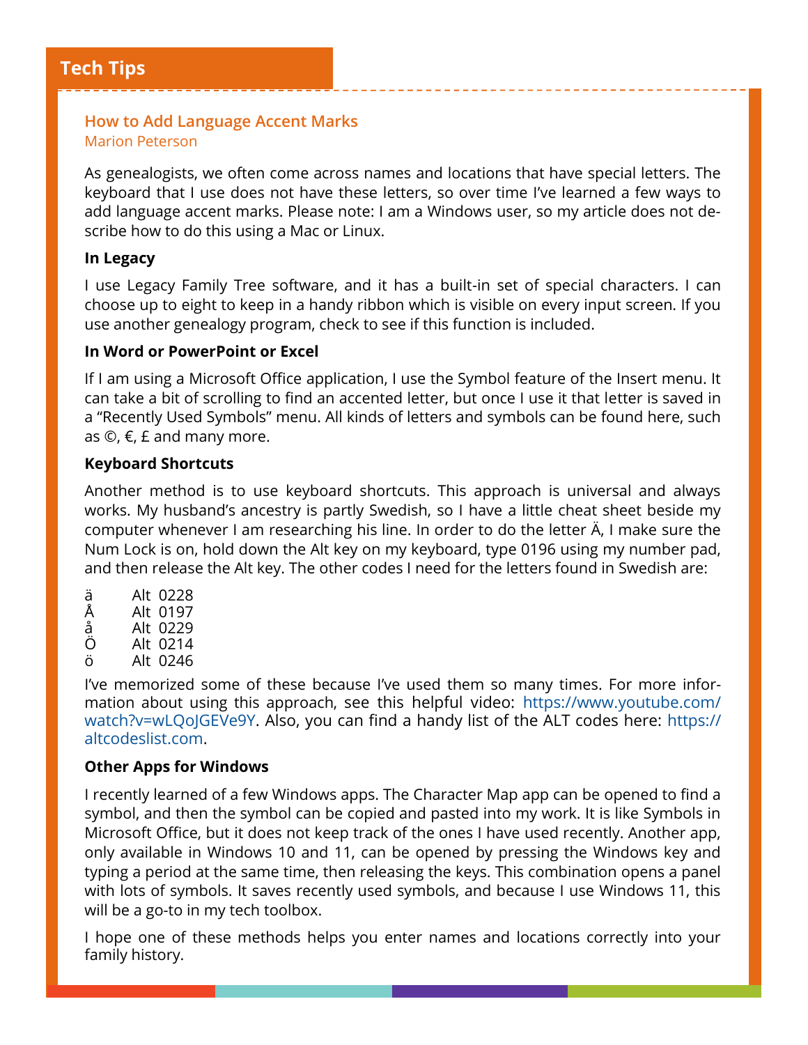# Tech Tips

## How to Add Language Accent Marks

Marion Peterson

As genealogists, we often come across names and locations that have special letters. The keyboard that I use does not have these letters, so over time I've learned a few ways to add language accent marks. Please note: I am a Windows user, so my article does not describe how to do this using a Mac or Linux.

**In Legacy**

I use Legacy Family Tree software, and it has a built-in set of special characters. I can choose up to eight to keep in a handy ribbon which is visible on every input screen. If you use another genealogy program, check to see if this function is included.

**In Word or PowerPoint or Excel**

If I am using a Microsoft Office application, I use the Symbol feature of the Insert menu. It can take a bit of scrolling to find an accented letter, but once I use it that letter is saved in a "Recently Used Symbols" menu. All kinds of letters and symbols can be found here, such as ©, €, £ and many more.

**Keyboard Shortcuts**

Another method is to use keyboard shortcuts. This approach is universal and always works. My husband's ancestry is partly Swedish, so I have a little cheat sheet beside my computer whenever I am researching his line. In order to do the letter Ä, I make sure the Num Lock is on, hold down the Alt key on my keyboard, type 0196 using my number pad, and then release the Alt key. The other codes I need for the letters found in Swedish are:

ä    Alt 0228
Å    Alt 0197
å    Alt 0229
Ö    Alt 0214
ö    Alt 0246

I've memorized some of these because I've used them so many times. For more information about using this approach, see this helpful video: https://www.youtube.com/watch?v=wLQoJGEVe9Y. Also, you can find a handy list of the ALT codes here: https://altcodeslist.com.

**Other Apps for Windows**

I recently learned of a few Windows apps. The Character Map app can be opened to find a symbol, and then the symbol can be copied and pasted into my work. It is like Symbols in Microsoft Office, but it does not keep track of the ones I have used recently. Another app, only available in Windows 10 and 11, can be opened by pressing the Windows key and typing a period at the same time, then releasing the keys. This combination opens a panel with lots of symbols. It saves recently used symbols, and because I use Windows 11, this will be a go-to in my tech toolbox.

I hope one of these methods helps you enter names and locations correctly into your family history.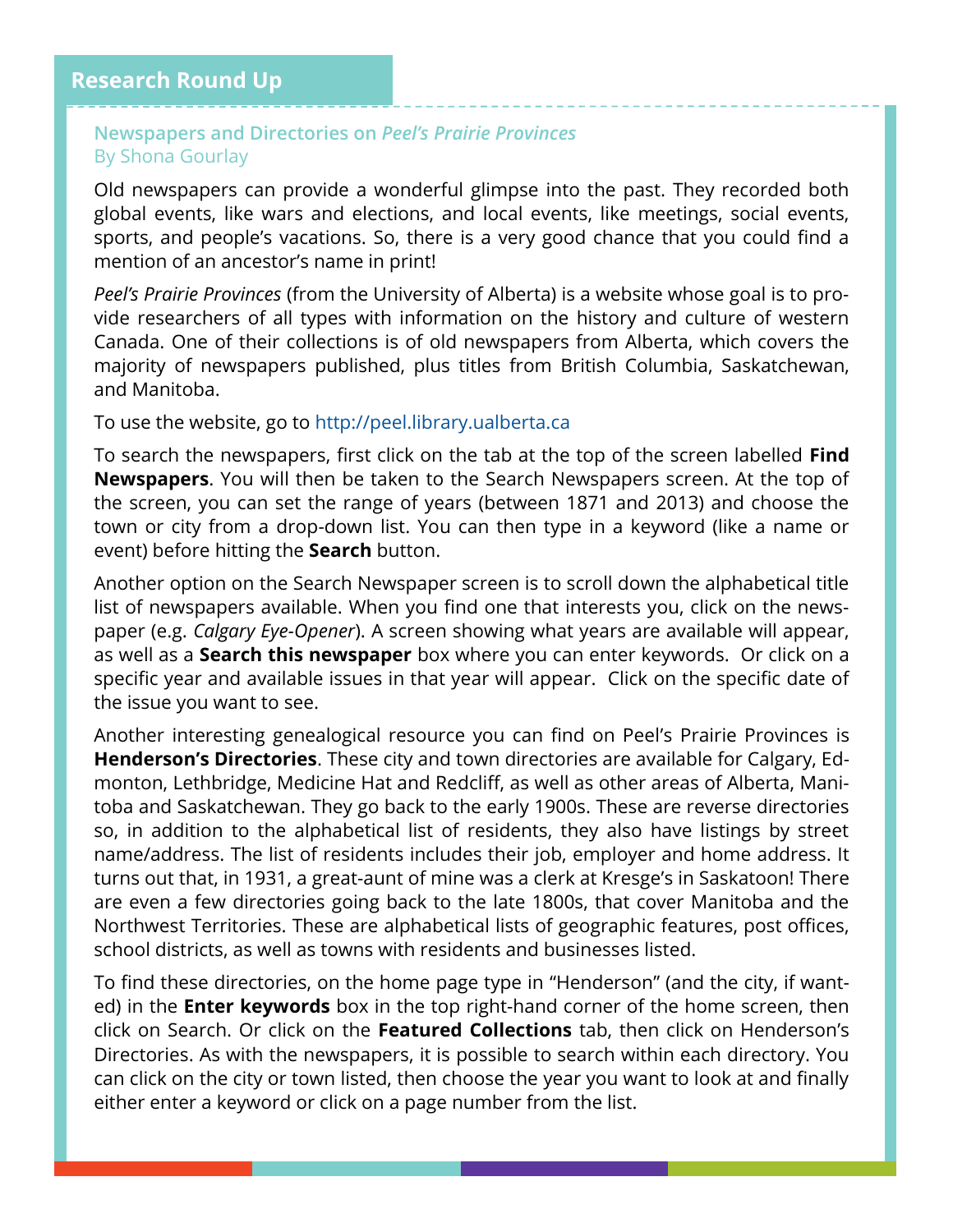## Research Round Up

### Newspapers and Directories on *Peel's Prairie Provinces*

By Shona Gourlay

Old newspapers can provide a wonderful glimpse into the past. They recorded both global events, like wars and elections, and local events, like meetings, social events, sports, and people's vacations. So, there is a very good chance that you could find a mention of an ancestor's name in print!

*Peel's Prairie Provinces* (from the University of Alberta) is a website whose goal is to provide researchers of all types with information on the history and culture of western Canada. One of their collections is of old newspapers from Alberta, which covers the majority of newspapers published, plus titles from British Columbia, Saskatchewan, and Manitoba.

To use the website, go to http://peel.library.ualberta.ca

To search the newspapers, first click on the tab at the top of the screen labelled **Find Newspapers**. You will then be taken to the Search Newspapers screen. At the top of the screen, you can set the range of years (between 1871 and 2013) and choose the town or city from a drop-down list. You can then type in a keyword (like a name or event) before hitting the **Search** button.

Another option on the Search Newspaper screen is to scroll down the alphabetical title list of newspapers available. When you find one that interests you, click on the newspaper (e.g. *Calgary Eye-Opener*). A screen showing what years are available will appear, as well as a **Search this newspaper** box where you can enter keywords. Or click on a specific year and available issues in that year will appear. Click on the specific date of the issue you want to see.

Another interesting genealogical resource you can find on Peel's Prairie Provinces is **Henderson's Directories**. These city and town directories are available for Calgary, Edmonton, Lethbridge, Medicine Hat and Redcliff, as well as other areas of Alberta, Manitoba and Saskatchewan. They go back to the early 1900s. These are reverse directories so, in addition to the alphabetical list of residents, they also have listings by street name/address. The list of residents includes their job, employer and home address. It turns out that, in 1931, a great-aunt of mine was a clerk at Kresge's in Saskatoon! There are even a few directories going back to the late 1800s, that cover Manitoba and the Northwest Territories. These are alphabetical lists of geographic features, post offices, school districts, as well as towns with residents and businesses listed.

To find these directories, on the home page type in "Henderson" (and the city, if wanted) in the **Enter keywords** box in the top right-hand corner of the home screen, then click on Search. Or click on the **Featured Collections** tab, then click on Henderson's Directories. As with the newspapers, it is possible to search within each directory. You can click on the city or town listed, then choose the year you want to look at and finally either enter a keyword or click on a page number from the list.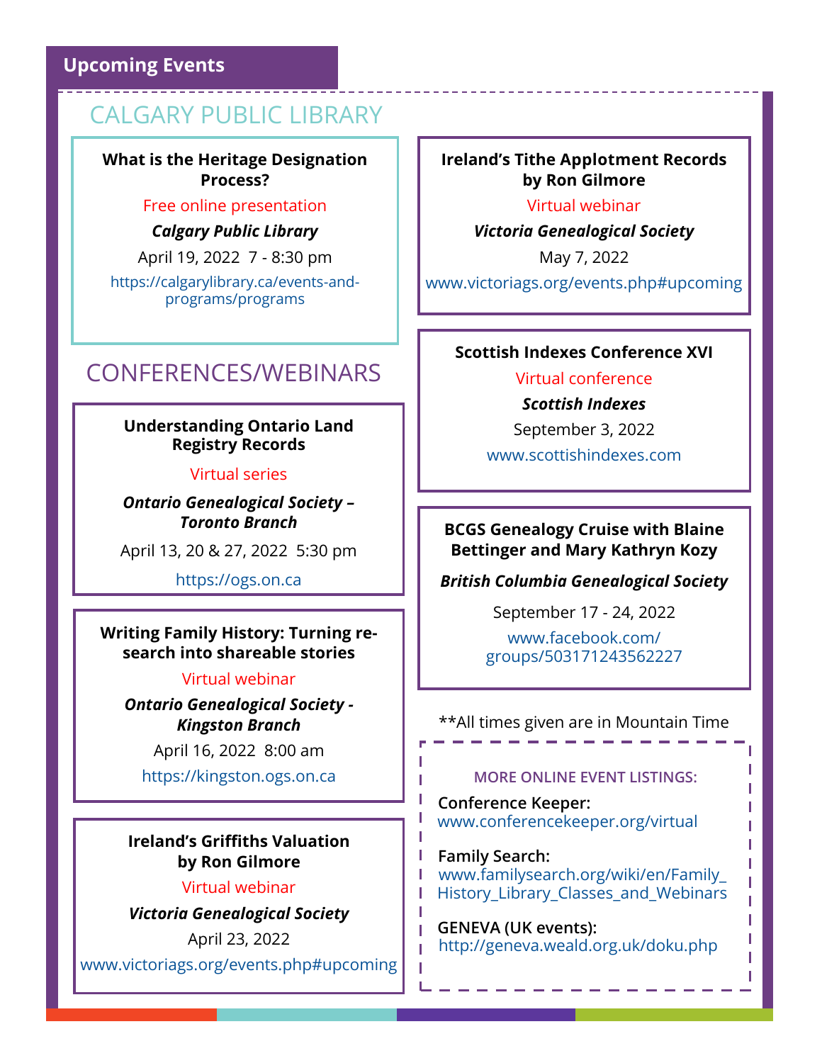## Upcoming Events

### CALGARY PUBLIC LIBRARY

**What is the Heritage Designation Process?**

Free online presentation

***Calgary Public Library***

April 19, 2022 7 - 8:30 pm

https://calgarylibrary.ca/events-and-programs/programs

### CONFERENCES/WEBINARS

**Understanding Ontario Land Registry Records**

Virtual series

***Ontario Genealogical Society – Toronto Branch***

April 13, 20 & 27, 2022 5:30 pm

https://ogs.on.ca

**Writing Family History: Turning research into shareable stories**

Virtual webinar

***Ontario Genealogical Society - Kingston Branch***

April 16, 2022 8:00 am

https://kingston.ogs.on.ca

**Ireland's Griffiths Valuation by Ron Gilmore**

Virtual webinar

***Victoria Genealogical Society***

April 23, 2022

www.victoriags.org/events.php#upcoming

**Ireland's Tithe Applotment Records by Ron Gilmore**

Virtual webinar

***Victoria Genealogical Society***

May 7, 2022

www.victoriags.org/events.php#upcoming

**Scottish Indexes Conference XVI**

Virtual conference

***Scottish Indexes***

September 3, 2022

www.scottishindexes.com

**BCGS Genealogy Cruise with Blaine Bettinger and Mary Kathryn Kozy**

***British Columbia Genealogical Society***

September 17 - 24, 2022

www.facebook.com/groups/503171243562227

**All times given are in Mountain Time

**MORE ONLINE EVENT LISTINGS:**

**Conference Keeper:**
www.conferencekeeper.org/virtual

**Family Search:**
www.familysearch.org/wiki/en/Family_History_Library_Classes_and_Webinars

**GENEVA (UK events):**
http://geneva.weald.org.uk/doku.php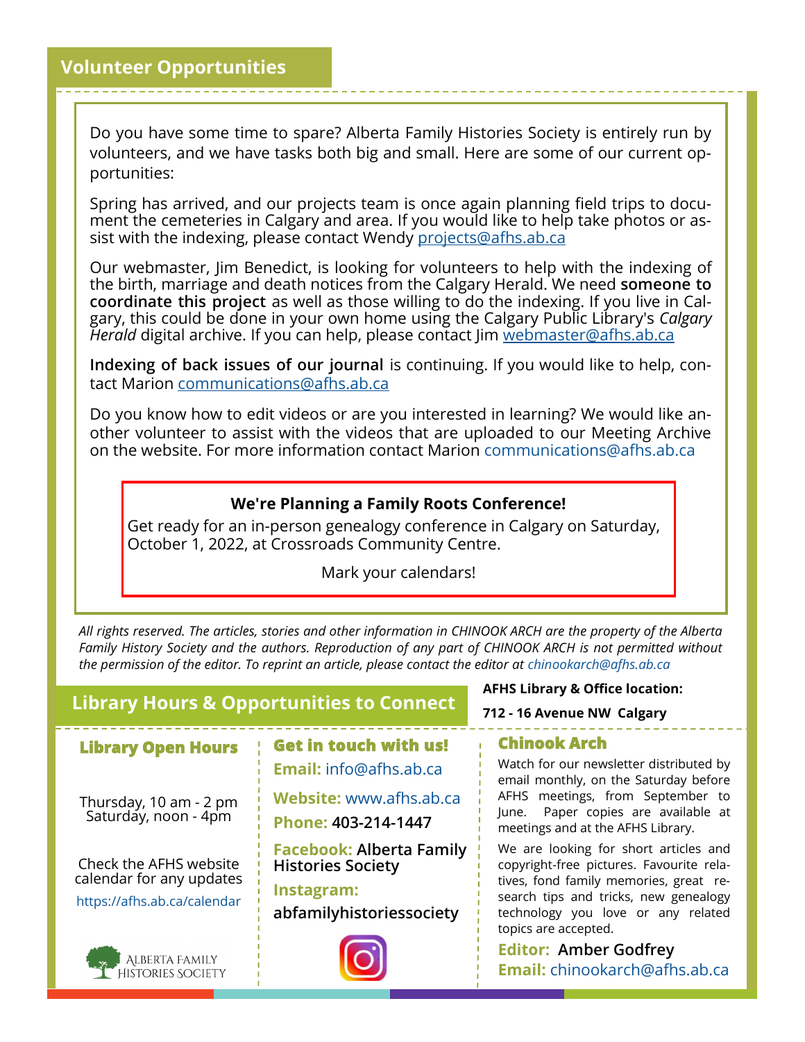## Volunteer Opportunities

Do you have some time to spare? Alberta Family Histories Society is entirely run by volunteers, and we have tasks both big and small. Here are some of our current opportunities:

Spring has arrived, and our projects team is once again planning field trips to document the cemeteries in Calgary and area. If you would like to help take photos or assist with the indexing, please contact Wendy projects@afhs.ab.ca

Our webmaster, Jim Benedict, is looking for volunteers to help with the indexing of the birth, marriage and death notices from the Calgary Herald. We need **someone to coordinate this project** as well as those willing to do the indexing. If you live in Calgary, this could be done in your own home using the Calgary Public Library's *Calgary Herald* digital archive. If you can help, please contact Jim webmaster@afhs.ab.ca

**Indexing of back issues of our journal** is continuing. If you would like to help, contact Marion communications@afhs.ab.ca

Do you know how to edit videos or are you interested in learning? We would like another volunteer to assist with the videos that are uploaded to our Meeting Archive on the website. For more information contact Marion communications@afhs.ab.ca

**We're Planning a Family Roots Conference!**

Get ready for an in-person genealogy conference in Calgary on Saturday, October 1, 2022, at Crossroads Community Centre.

Mark your calendars!

*All rights reserved. The articles, stories and other information in CHINOOK ARCH are the property of the Alberta Family History Society and the authors. Reproduction of any part of CHINOOK ARCH is not permitted without the permission of the editor. To reprint an article, please contact the editor at chinookarch@afhs.ab.ca*

## Library Hours & Opportunities to Connect

**AFHS Library & Office location:**

**712 - 16 Avenue NW Calgary**

### Library Open Hours

Thursday, 10 am - 2 pm
Saturday, noon - 4pm

Check the AFHS website calendar for any updates

https://afhs.ab.ca/calendar

Alberta Family Histories Society

### Get in touch with us!

**Email:** info@afhs.ab.ca

**Website:** www.afhs.ab.ca

**Phone:** 403-214-1447

**Facebook:** Alberta Family Histories Society

**Instagram:** abfamilyhistoriessociety

### Chinook Arch

Watch for our newsletter distributed by email monthly, on the Saturday before AFHS meetings, from September to June. Paper copies are available at meetings and at the AFHS Library.

We are looking for short articles and copyright-free pictures. Favourite relatives, fond family memories, great research tips and tricks, new genealogy technology you love or any related topics are accepted.

**Editor:** Amber Godfrey
**Email:** chinookarch@afhs.ab.ca